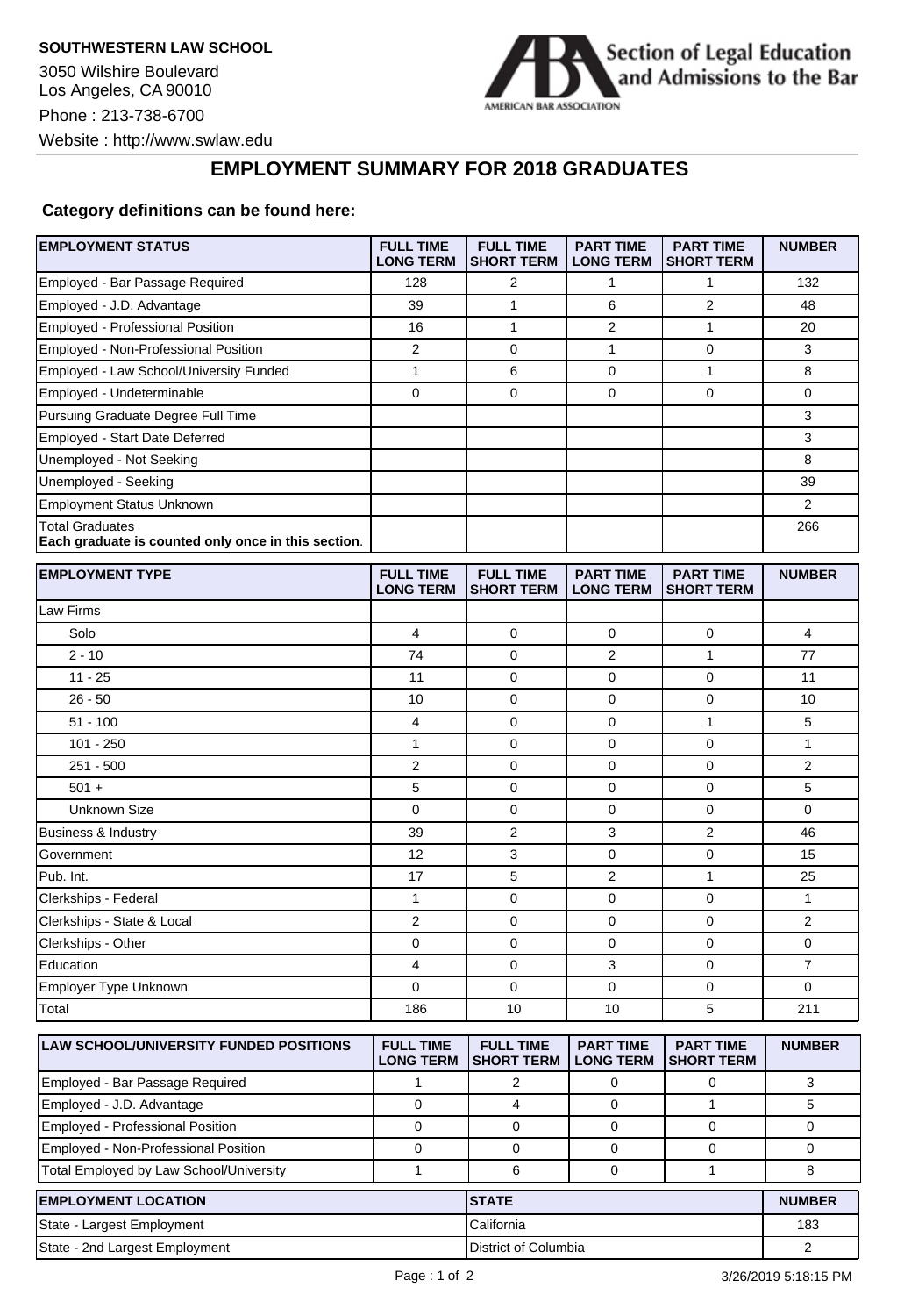**SOUTHWESTERN LAW SCHOOL**

3050 Wilshire Boulevard
Los Angeles, CA 90010

Phone : 213-738-6700

Website : http://www.swlaw.edu

Section of Legal Education and Admissions to the Bar
AMERICAN BAR ASSOCIATION

# EMPLOYMENT SUMMARY FOR 2018 GRADUATES

**Category definitions can be found here:**

| EMPLOYMENT STATUS | FULL TIME LONG TERM | FULL TIME SHORT TERM | PART TIME LONG TERM | PART TIME SHORT TERM | NUMBER |
|---|---|---|---|---|---|
| Employed - Bar Passage Required | 128 | 2 | 1 | 1 | 132 |
| Employed - J.D. Advantage | 39 | 1 | 6 | 2 | 48 |
| Employed - Professional Position | 16 | 1 | 2 | 1 | 20 |
| Employed - Non-Professional Position | 2 | 0 | 1 | 0 | 3 |
| Employed - Law School/University Funded | 1 | 6 | 0 | 1 | 8 |
| Employed - Undeterminable | 0 | 0 | 0 | 0 | 0 |
| Pursuing Graduate Degree Full Time | | | | | 3 |
| Employed - Start Date Deferred | | | | | 3 |
| Unemployed - Not Seeking | | | | | 8 |
| Unemployed - Seeking | | | | | 39 |
| Employment Status Unknown | | | | | 2 |
| Total Graduates<br>**Each graduate is counted only once in this section.** | | | | | 266 |

| EMPLOYMENT TYPE | FULL TIME LONG TERM | FULL TIME SHORT TERM | PART TIME LONG TERM | PART TIME SHORT TERM | NUMBER |
|---|---|---|---|---|---|
| Law Firms | | | | | |
| Solo | 4 | 0 | 0 | 0 | 4 |
| 2 - 10 | 74 | 0 | 2 | 1 | 77 |
| 11 - 25 | 11 | 0 | 0 | 0 | 11 |
| 26 - 50 | 10 | 0 | 0 | 0 | 10 |
| 51 - 100 | 4 | 0 | 0 | 1 | 5 |
| 101 - 250 | 1 | 0 | 0 | 0 | 1 |
| 251 - 500 | 2 | 0 | 0 | 0 | 2 |
| 501 + | 5 | 0 | 0 | 0 | 5 |
| Unknown Size | 0 | 0 | 0 | 0 | 0 |
| Business & Industry | 39 | 2 | 3 | 2 | 46 |
| Government | 12 | 3 | 0 | 0 | 15 |
| Pub. Int. | 17 | 5 | 2 | 1 | 25 |
| Clerkships - Federal | 1 | 0 | 0 | 0 | 1 |
| Clerkships - State & Local | 2 | 0 | 0 | 0 | 2 |
| Clerkships - Other | 0 | 0 | 0 | 0 | 0 |
| Education | 4 | 0 | 3 | 0 | 7 |
| Employer Type Unknown | 0 | 0 | 0 | 0 | 0 |
| Total | 186 | 10 | 10 | 5 | 211 |

| LAW SCHOOL/UNIVERSITY FUNDED POSITIONS | FULL TIME LONG TERM | FULL TIME SHORT TERM | PART TIME LONG TERM | PART TIME SHORT TERM | NUMBER |
|---|---|---|---|---|---|
| Employed - Bar Passage Required | 1 | 2 | 0 | 0 | 3 |
| Employed - J.D. Advantage | 0 | 4 | 0 | 1 | 5 |
| Employed - Professional Position | 0 | 0 | 0 | 0 | 0 |
| Employed - Non-Professional Position | 0 | 0 | 0 | 0 | 0 |
| Total Employed by Law School/University | 1 | 6 | 0 | 1 | 8 |

| EMPLOYMENT LOCATION | STATE | NUMBER |
|---|---|---|
| State - Largest Employment | California | 183 |
| State - 2nd Largest Employment | District of Columbia | 2 |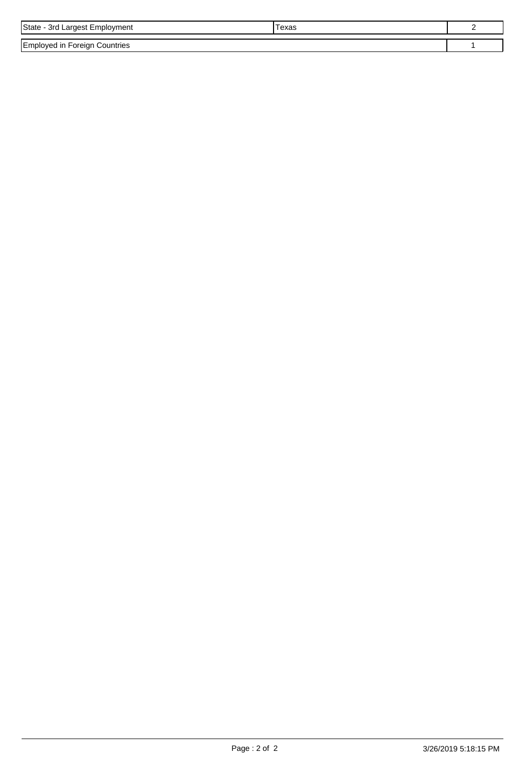| | | |
|---|---|---|
| State - 3rd Largest Employment | Texas | 2 |
| Employed in Foreign Countries | | 1 |